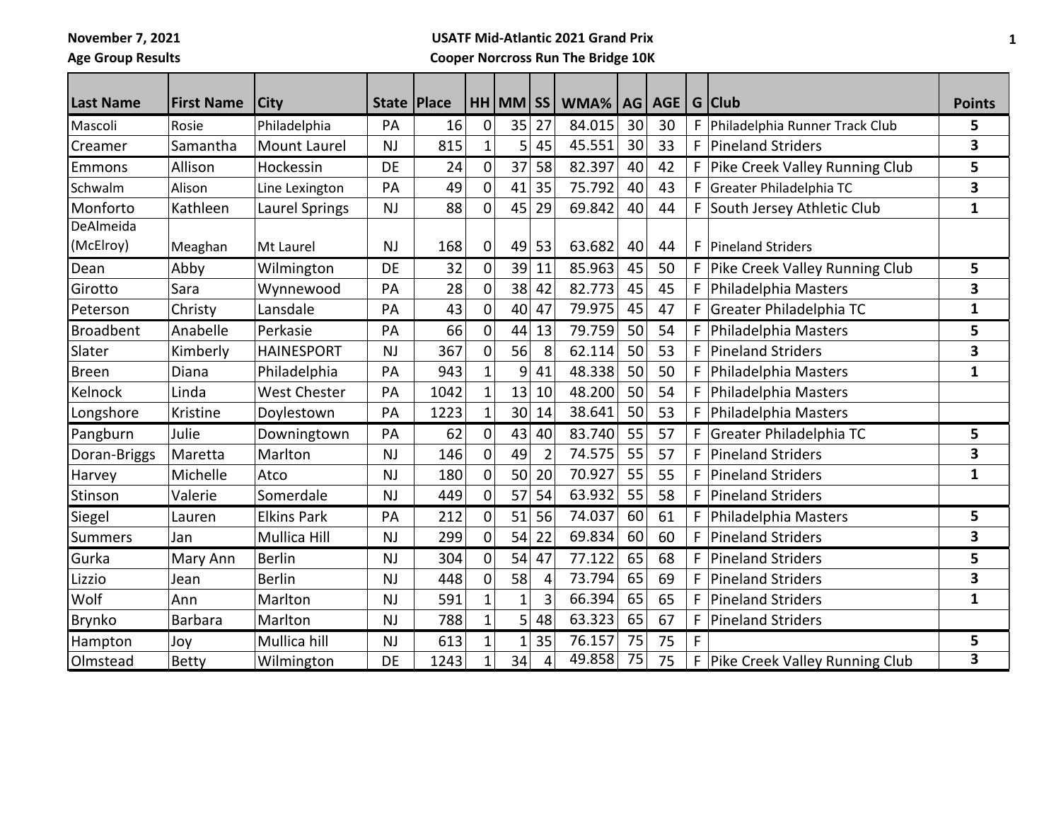November 7, 2021

Age Group Results

**USATF Mid-Atlantic 2021 Grand Prix**

**Cooper Norcross Run The Bridge 10K**

| Last Name | First Name | City | State | Place | HH | MM | SS | WMA% | AG | AGE | G | Club | Points |
|---|---|---|---|---|---|---|---|---|---|---|---|---|---|
| Mascoli | Rosie | Philadelphia | PA | 16 | 0 | 35 | 27 | 84.015 | 30 | 30 | F | Philadelphia Runner Track Club | 5 |
| Creamer | Samantha | Mount Laurel | NJ | 815 | 1 | 5 | 45 | 45.551 | 30 | 33 | F | Pineland Striders | 3 |
| Emmons | Allison | Hockessin | DE | 24 | 0 | 37 | 58 | 82.397 | 40 | 42 | F | Pike Creek Valley Running Club | 5 |
| Schwalm | Alison | Line Lexington | PA | 49 | 0 | 41 | 35 | 75.792 | 40 | 43 | F | Greater Philadelphia TC | 3 |
| Monforto | Kathleen | Laurel Springs | NJ | 88 | 0 | 45 | 29 | 69.842 | 40 | 44 | F | South Jersey Athletic Club | 1 |
| DeAlmeida (McElroy) | Meaghan | Mt Laurel | NJ | 168 | 0 | 49 | 53 | 63.682 | 40 | 44 | F | Pineland Striders | |
| Dean | Abby | Wilmington | DE | 32 | 0 | 39 | 11 | 85.963 | 45 | 50 | F | Pike Creek Valley Running Club | 5 |
| Girotto | Sara | Wynnewood | PA | 28 | 0 | 38 | 42 | 82.773 | 45 | 45 | F | Philadelphia Masters | 3 |
| Peterson | Christy | Lansdale | PA | 43 | 0 | 40 | 47 | 79.975 | 45 | 47 | F | Greater Philadelphia TC | 1 |
| Broadbent | Anabelle | Perkasie | PA | 66 | 0 | 44 | 13 | 79.759 | 50 | 54 | F | Philadelphia Masters | 5 |
| Slater | Kimberly | HAINESPORT | NJ | 367 | 0 | 56 | 8 | 62.114 | 50 | 53 | F | Pineland Striders | 3 |
| Breen | Diana | Philadelphia | PA | 943 | 1 | 9 | 41 | 48.338 | 50 | 50 | F | Philadelphia Masters | 1 |
| Kelnock | Linda | West Chester | PA | 1042 | 1 | 13 | 10 | 48.200 | 50 | 54 | F | Philadelphia Masters | |
| Longshore | Kristine | Doylestown | PA | 1223 | 1 | 30 | 14 | 38.641 | 50 | 53 | F | Philadelphia Masters | |
| Pangburn | Julie | Downingtown | PA | 62 | 0 | 43 | 40 | 83.740 | 55 | 57 | F | Greater Philadelphia TC | 5 |
| Doran-Briggs | Maretta | Marlton | NJ | 146 | 0 | 49 | 2 | 74.575 | 55 | 57 | F | Pineland Striders | 3 |
| Harvey | Michelle | Atco | NJ | 180 | 0 | 50 | 20 | 70.927 | 55 | 55 | F | Pineland Striders | 1 |
| Stinson | Valerie | Somerdale | NJ | 449 | 0 | 57 | 54 | 63.932 | 55 | 58 | F | Pineland Striders | |
| Siegel | Lauren | Elkins Park | PA | 212 | 0 | 51 | 56 | 74.037 | 60 | 61 | F | Philadelphia Masters | 5 |
| Summers | Jan | Mullica Hill | NJ | 299 | 0 | 54 | 22 | 69.834 | 60 | 60 | F | Pineland Striders | 3 |
| Gurka | Mary Ann | Berlin | NJ | 304 | 0 | 54 | 47 | 77.122 | 65 | 68 | F | Pineland Striders | 5 |
| Lizzio | Jean | Berlin | NJ | 448 | 0 | 58 | 4 | 73.794 | 65 | 69 | F | Pineland Striders | 3 |
| Wolf | Ann | Marlton | NJ | 591 | 1 | 1 | 3 | 66.394 | 65 | 65 | F | Pineland Striders | 1 |
| Brynko | Barbara | Marlton | NJ | 788 | 1 | 5 | 48 | 63.323 | 65 | 67 | F | Pineland Striders | |
| Hampton | Joy | Mullica hill | NJ | 613 | 1 | 1 | 35 | 76.157 | 75 | 75 | F | | 5 |
| Olmstead | Betty | Wilmington | DE | 1243 | 1 | 34 | 4 | 49.858 | 75 | 75 | F | Pike Creek Valley Running Club | 3 |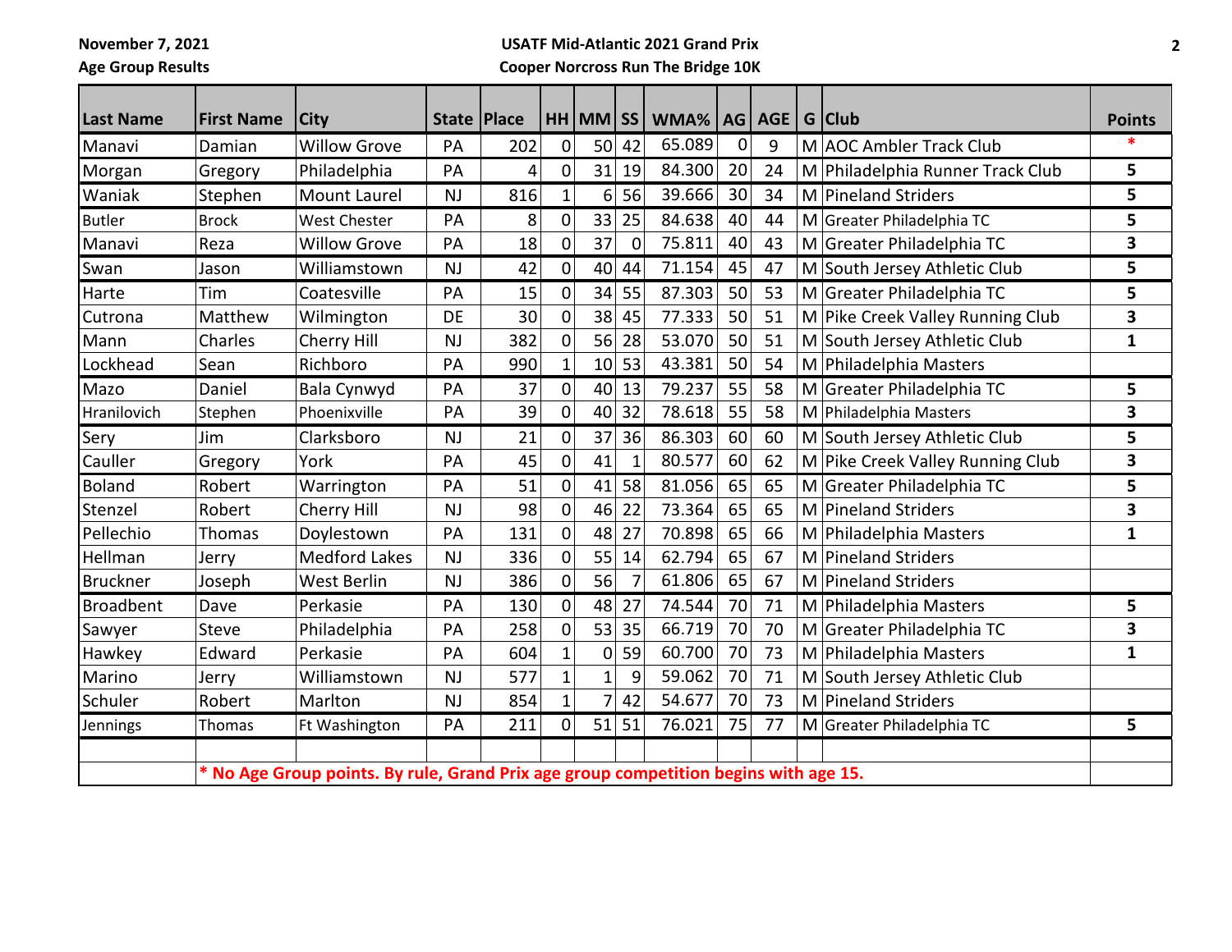November 7, 2021
Age Group Results

**USATF Mid-Atlantic 2021 Grand Prix**
**Cooper Norcross Run The Bridge 10K**

| Last Name | First Name | City | State | Place | HH | MM | SS | WMA% | AG | AGE | G | Club | Points |
|---|---|---|---|---|---|---|---|---|---|---|---|---|---|
| Manavi | Damian | Willow Grove | PA | 202 | 0 | 50 | 42 | 65.089 | 0 | 9 | M | AOC Ambler Track Club | * |
| Morgan | Gregory | Philadelphia | PA | 4 | 0 | 31 | 19 | 84.300 | 20 | 24 | M | Philadelphia Runner Track Club | 5 |
| Waniak | Stephen | Mount Laurel | NJ | 816 | 1 | 6 | 56 | 39.666 | 30 | 34 | M | Pineland Striders | 5 |
| Butler | Brock | West Chester | PA | 8 | 0 | 33 | 25 | 84.638 | 40 | 44 | M | Greater Philadelphia TC | 5 |
| Manavi | Reza | Willow Grove | PA | 18 | 0 | 37 | 0 | 75.811 | 40 | 43 | M | Greater Philadelphia TC | 3 |
| Swan | Jason | Williamstown | NJ | 42 | 0 | 40 | 44 | 71.154 | 45 | 47 | M | South Jersey Athletic Club | 5 |
| Harte | Tim | Coatesville | PA | 15 | 0 | 34 | 55 | 87.303 | 50 | 53 | M | Greater Philadelphia TC | 5 |
| Cutrona | Matthew | Wilmington | DE | 30 | 0 | 38 | 45 | 77.333 | 50 | 51 | M | Pike Creek Valley Running Club | 3 |
| Mann | Charles | Cherry Hill | NJ | 382 | 0 | 56 | 28 | 53.070 | 50 | 51 | M | South Jersey Athletic Club | 1 |
| Lockhead | Sean | Richboro | PA | 990 | 1 | 10 | 53 | 43.381 | 50 | 54 | M | Philadelphia Masters | |
| Mazo | Daniel | Bala Cynwyd | PA | 37 | 0 | 40 | 13 | 79.237 | 55 | 58 | M | Greater Philadelphia TC | 5 |
| Hranilovich | Stephen | Phoenixville | PA | 39 | 0 | 40 | 32 | 78.618 | 55 | 58 | M | Philadelphia Masters | 3 |
| Sery | Jim | Clarksboro | NJ | 21 | 0 | 37 | 36 | 86.303 | 60 | 60 | M | South Jersey Athletic Club | 5 |
| Cauller | Gregory | York | PA | 45 | 0 | 41 | 1 | 80.577 | 60 | 62 | M | Pike Creek Valley Running Club | 3 |
| Boland | Robert | Warrington | PA | 51 | 0 | 41 | 58 | 81.056 | 65 | 65 | M | Greater Philadelphia TC | 5 |
| Stenzel | Robert | Cherry Hill | NJ | 98 | 0 | 46 | 22 | 73.364 | 65 | 65 | M | Pineland Striders | 3 |
| Pellechio | Thomas | Doylestown | PA | 131 | 0 | 48 | 27 | 70.898 | 65 | 66 | M | Philadelphia Masters | 1 |
| Hellman | Jerry | Medford Lakes | NJ | 336 | 0 | 55 | 14 | 62.794 | 65 | 67 | M | Pineland Striders | |
| Bruckner | Joseph | West Berlin | NJ | 386 | 0 | 56 | 7 | 61.806 | 65 | 67 | M | Pineland Striders | |
| Broadbent | Dave | Perkasie | PA | 130 | 0 | 48 | 27 | 74.544 | 70 | 71 | M | Philadelphia Masters | 5 |
| Sawyer | Steve | Philadelphia | PA | 258 | 0 | 53 | 35 | 66.719 | 70 | 70 | M | Greater Philadelphia TC | 3 |
| Hawkey | Edward | Perkasie | PA | 604 | 1 | 0 | 59 | 60.700 | 70 | 73 | M | Philadelphia Masters | 1 |
| Marino | Jerry | Williamstown | NJ | 577 | 1 | 1 | 9 | 59.062 | 70 | 71 | M | South Jersey Athletic Club | |
| Schuler | Robert | Marlton | NJ | 854 | 1 | 7 | 42 | 54.677 | 70 | 73 | M | Pineland Striders | |
| Jennings | Thomas | Ft Washington | PA | 211 | 0 | 51 | 51 | 76.021 | 75 | 77 | M | Greater Philadelphia TC | 5 |

**\* No Age Group points. By rule, Grand Prix age group competition begins with age 15.**